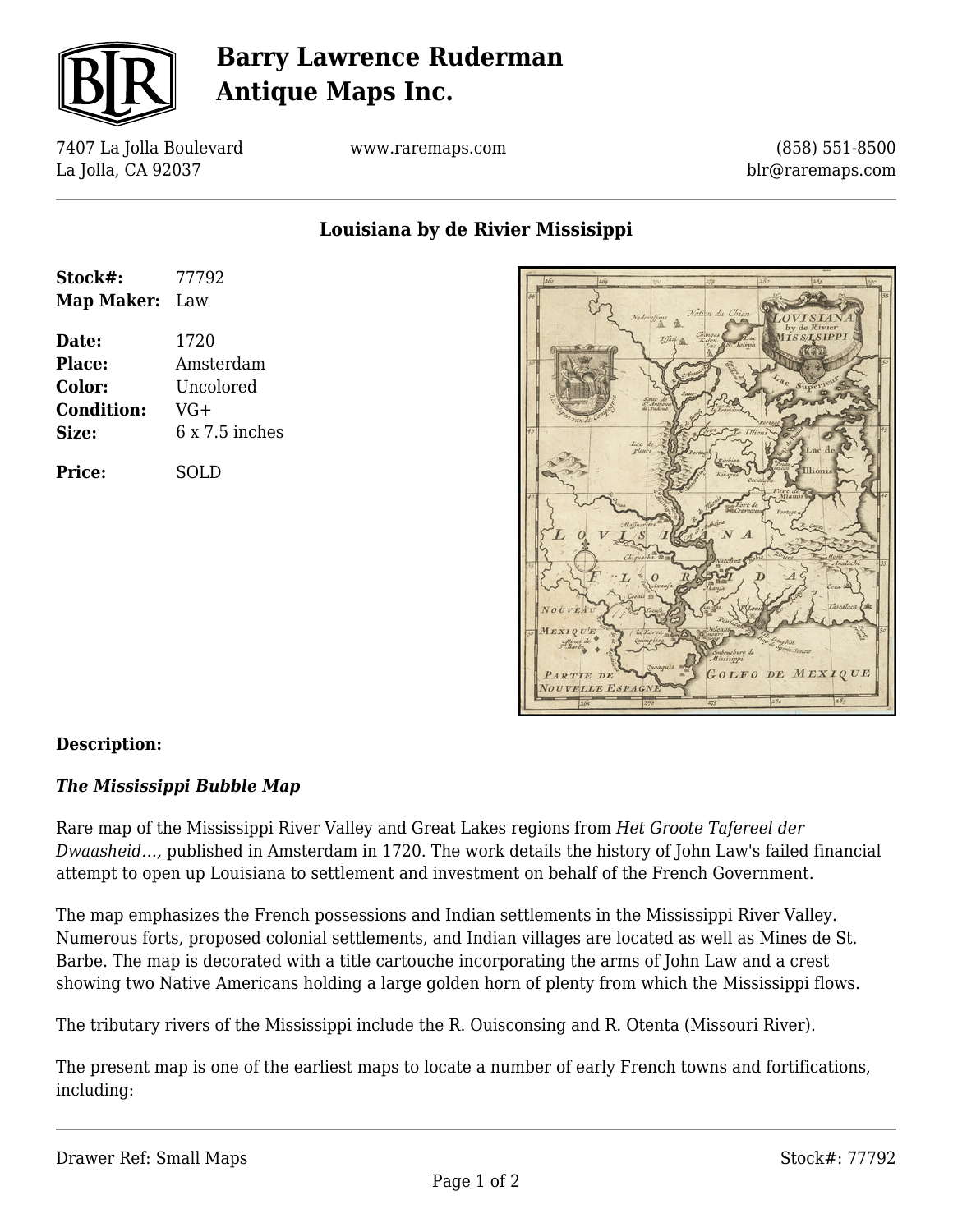# Barry Lawrence Ruderman Antique Maps Inc.

7407 La Jolla Boulevard
La Jolla, CA 92037

www.raremaps.com

(858) 551-8500
blr@raremaps.com

## Louisiana by de Rivier Missisippi

| | |
|---|---|
| **Stock#:** | 77792 |
| **Map Maker:** | Law |
| **Date:** | 1720 |
| **Place:** | Amsterdam |
| **Color:** | Uncolored |
| **Condition:** | VG+ |
| **Size:** | 6 x 7.5 inches |
| **Price:** | SOLD |

### Description:

***The Mississippi Bubble Map***

Rare map of the Mississippi River Valley and Great Lakes regions from *Het Groote Tafereel der Dwaasheid...,* published in Amsterdam in 1720. The work details the history of John Law's failed financial attempt to open up Louisiana to settlement and investment on behalf of the French Government.

The map emphasizes the French possessions and Indian settlements in the Mississippi River Valley. Numerous forts, proposed colonial settlements, and Indian villages are located as well as Mines de St. Barbe. The map is decorated with a title cartouche incorporating the arms of John Law and a crest showing two Native Americans holding a large golden horn of plenty from which the Mississippi flows.

The tributary rivers of the Mississippi include the R. Ouisconsing and R. Otenta (Missouri River).

The present map is one of the earliest maps to locate a number of early French towns and fortifications, including: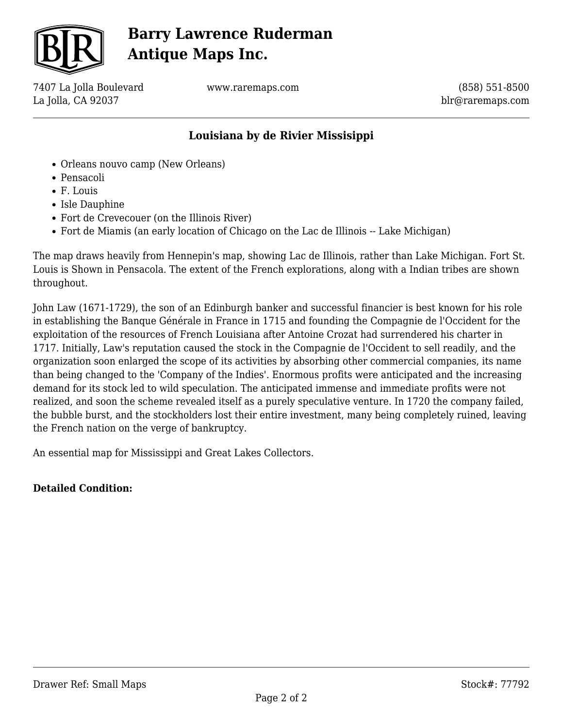## Louisiana by de Rivier Missisippi

- Orleans nouvo camp (New Orleans)
- Pensacoli
- F. Louis
- Isle Dauphine
- Fort de Crevecouer (on the Illinois River)
- Fort de Miamis (an early location of Chicago on the Lac de Illinois -- Lake Michigan)

The map draws heavily from Hennepin's map, showing Lac de Illinois, rather than Lake Michigan. Fort St. Louis is Shown in Pensacola. The extent of the French explorations, along with a Indian tribes are shown throughout.

John Law (1671-1729), the son of an Edinburgh banker and successful financier is best known for his role in establishing the Banque Générale in France in 1715 and founding the Compagnie de l'Occident for the exploitation of the resources of French Louisiana after Antoine Crozat had surrendered his charter in 1717. Initially, Law's reputation caused the stock in the Compagnie de l'Occident to sell readily, and the organization soon enlarged the scope of its activities by absorbing other commercial companies, its name than being changed to the 'Company of the Indies'. Enormous profits were anticipated and the increasing demand for its stock led to wild speculation. The anticipated immense and immediate profits were not realized, and soon the scheme revealed itself as a purely speculative venture. In 1720 the company failed, the bubble burst, and the stockholders lost their entire investment, many being completely ruined, leaving the French nation on the verge of bankruptcy.

An essential map for Mississippi and Great Lakes Collectors.

**Detailed Condition:**